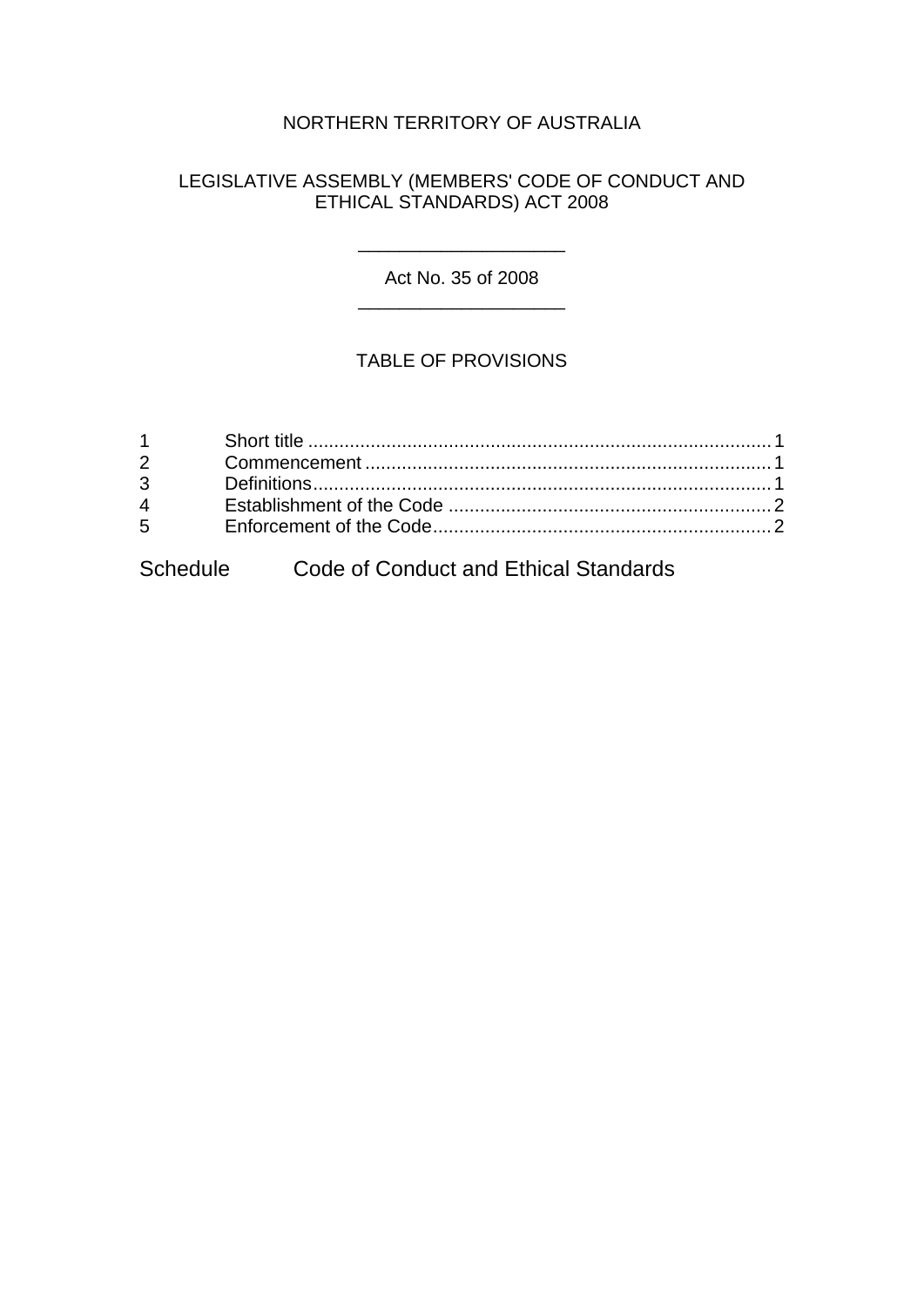NORTHERN TERRITORY OF AUSTRALIA

# LEGISLATIVE ASSEMBLY (MEMBERS' CODE OF CONDUCT AND ETHICAL STANDARDS) ACT 2008

---

Act No. 35 of 2008

---

## TABLE OF PROVISIONS

| | | |
|---|---|---|
| 1 | Short title | 1 |
| 2 | Commencement | 1 |
| 3 | Definitions | 1 |
| 4 | Establishment of the Code | 2 |
| 5 | Enforcement of the Code | 2 |

Schedule Code of Conduct and Ethical Standards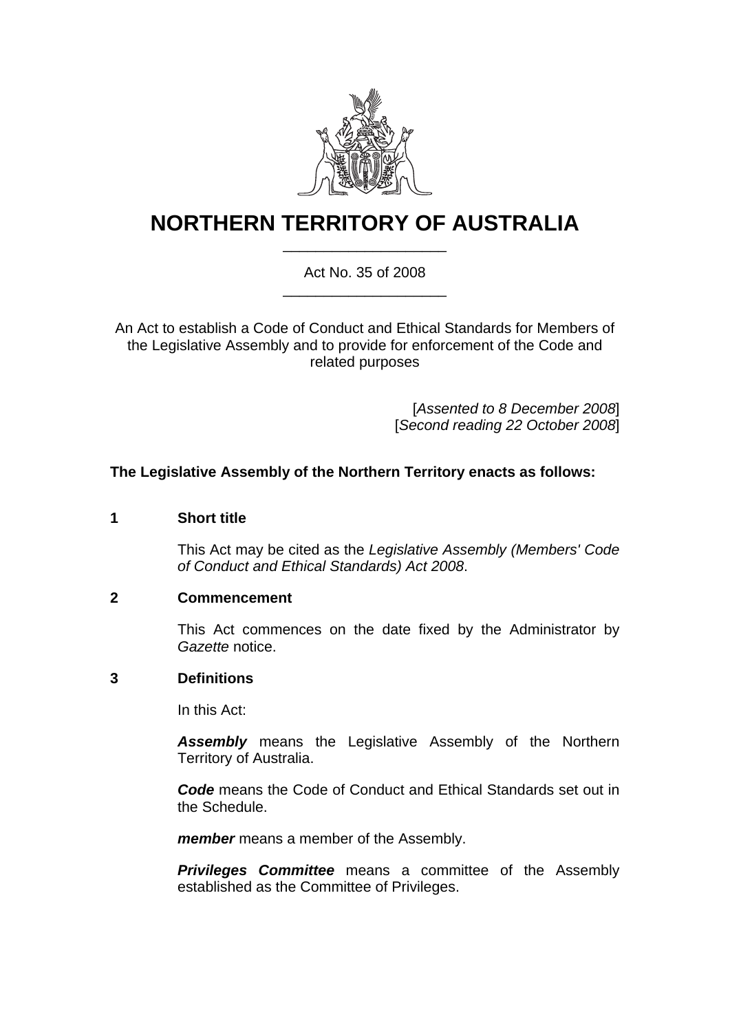# NORTHERN TERRITORY OF AUSTRALIA

Act No. 35 of 2008

An Act to establish a Code of Conduct and Ethical Standards for Members of the Legislative Assembly and to provide for enforcement of the Code and related purposes

[*Assented to 8 December 2008*]
[*Second reading 22 October 2008*]

**The Legislative Assembly of the Northern Territory enacts as follows:**

## 1 Short title

This Act may be cited as the *Legislative Assembly (Members' Code of Conduct and Ethical Standards) Act 2008*.

## 2 Commencement

This Act commences on the date fixed by the Administrator by *Gazette* notice.

## 3 Definitions

In this Act:

***Assembly*** means the Legislative Assembly of the Northern Territory of Australia.

***Code*** means the Code of Conduct and Ethical Standards set out in the Schedule.

***member*** means a member of the Assembly.

***Privileges Committee*** means a committee of the Assembly established as the Committee of Privileges.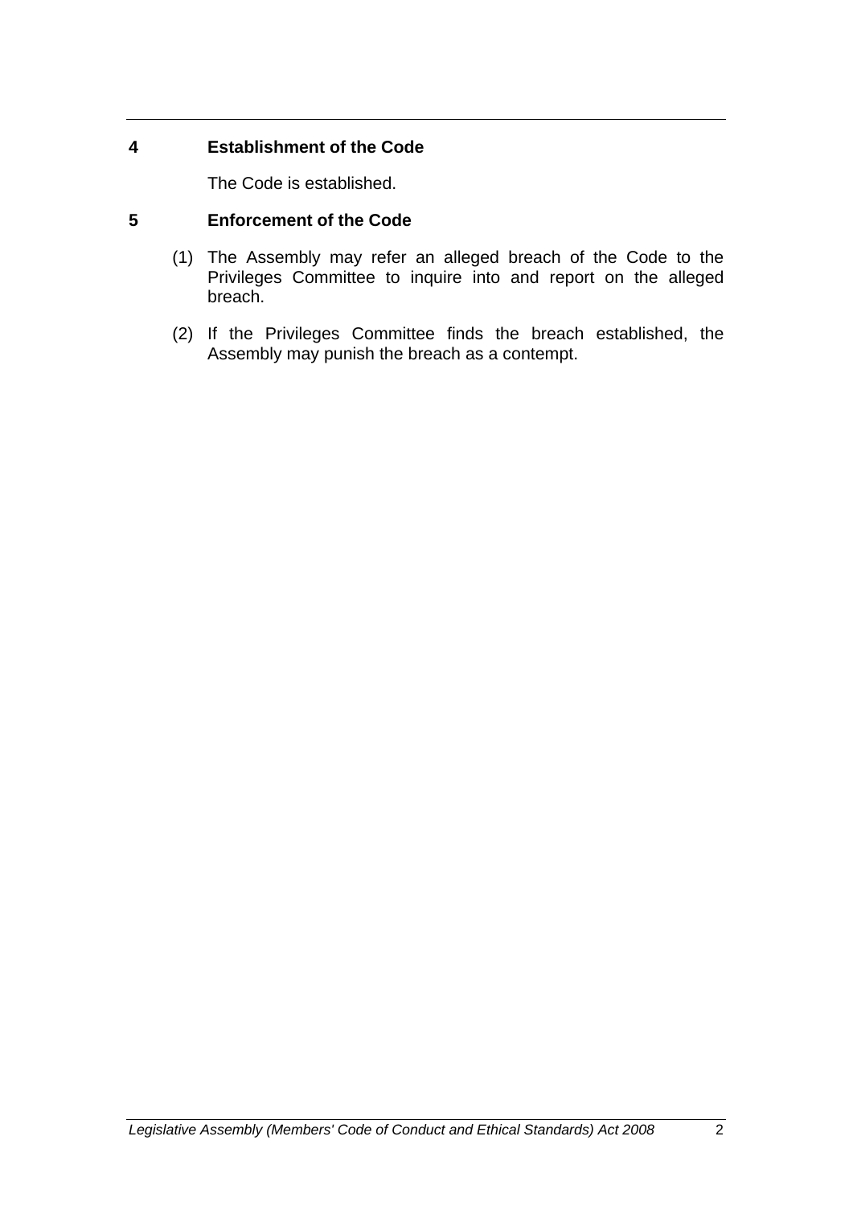## 4 Establishment of the Code

The Code is established.

## 5 Enforcement of the Code

(1) The Assembly may refer an alleged breach of the Code to the Privileges Committee to inquire into and report on the alleged breach.

(2) If the Privileges Committee finds the breach established, the Assembly may punish the breach as a contempt.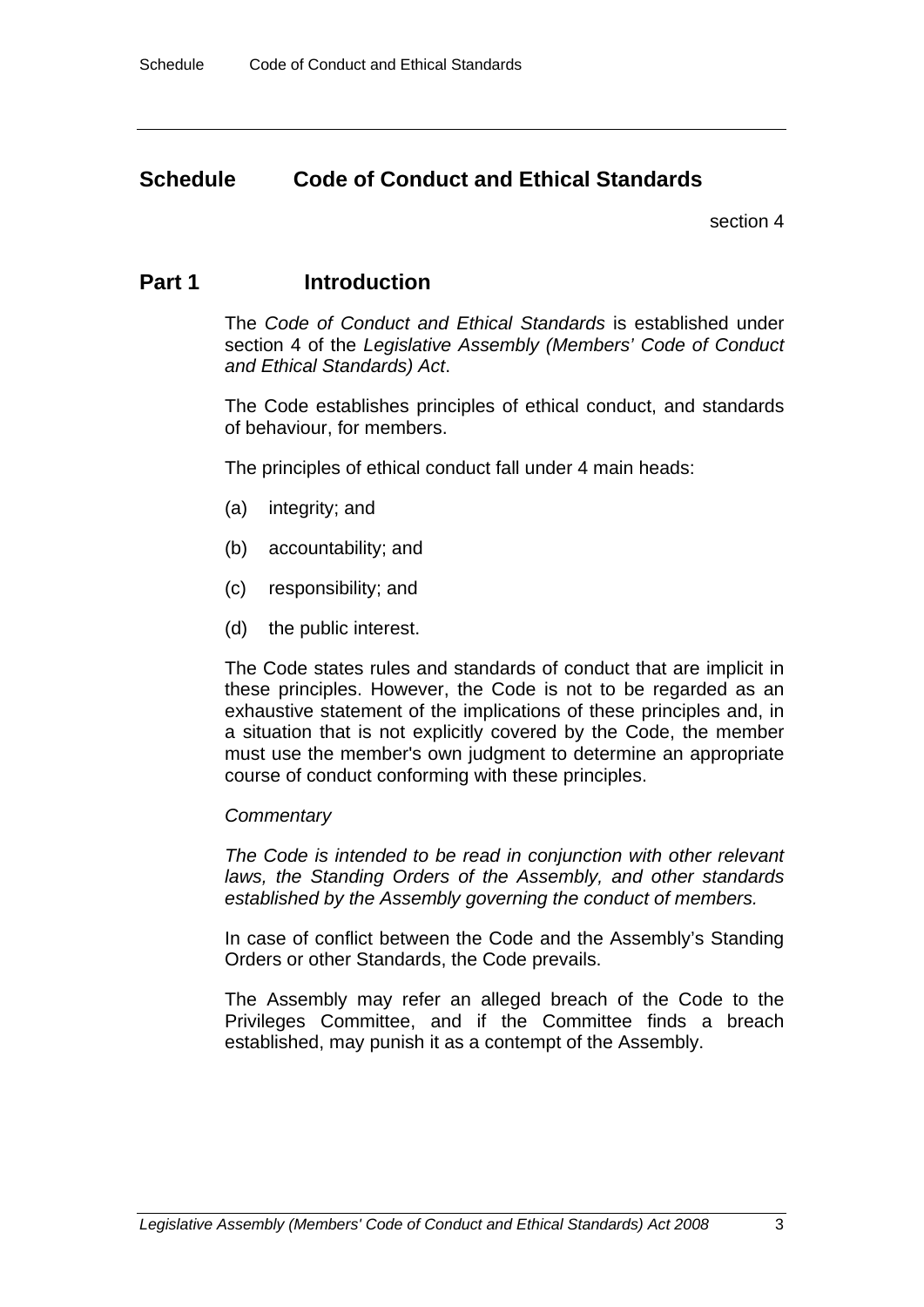# Schedule Code of Conduct and Ethical Standards

section 4

## Part 1 Introduction

The *Code of Conduct and Ethical Standards* is established under section 4 of the *Legislative Assembly (Members' Code of Conduct and Ethical Standards) Act*.

The Code establishes principles of ethical conduct, and standards of behaviour, for members.

The principles of ethical conduct fall under 4 main heads:

(a) integrity; and

(b) accountability; and

(c) responsibility; and

(d) the public interest.

The Code states rules and standards of conduct that are implicit in these principles. However, the Code is not to be regarded as an exhaustive statement of the implications of these principles and, in a situation that is not explicitly covered by the Code, the member must use the member's own judgment to determine an appropriate course of conduct conforming with these principles.

*Commentary*

*The Code is intended to be read in conjunction with other relevant laws, the Standing Orders of the Assembly, and other standards established by the Assembly governing the conduct of members.*

In case of conflict between the Code and the Assembly's Standing Orders or other Standards, the Code prevails.

The Assembly may refer an alleged breach of the Code to the Privileges Committee, and if the Committee finds a breach established, may punish it as a contempt of the Assembly.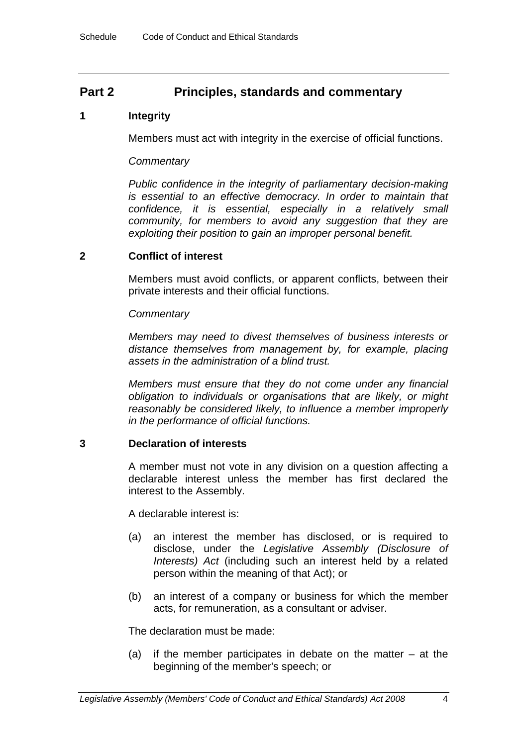## Part 2 Principles, standards and commentary

### 1 Integrity

Members must act with integrity in the exercise of official functions.

*Commentary*

*Public confidence in the integrity of parliamentary decision-making is essential to an effective democracy. In order to maintain that confidence, it is essential, especially in a relatively small community, for members to avoid any suggestion that they are exploiting their position to gain an improper personal benefit.*

### 2 Conflict of interest

Members must avoid conflicts, or apparent conflicts, between their private interests and their official functions.

*Commentary*

*Members may need to divest themselves of business interests or distance themselves from management by, for example, placing assets in the administration of a blind trust.*

*Members must ensure that they do not come under any financial obligation to individuals or organisations that are likely, or might reasonably be considered likely, to influence a member improperly in the performance of official functions.*

### 3 Declaration of interests

A member must not vote in any division on a question affecting a declarable interest unless the member has first declared the interest to the Assembly.

A declarable interest is:

(a) an interest the member has disclosed, or is required to disclose, under the *Legislative Assembly (Disclosure of Interests) Act* (including such an interest held by a related person within the meaning of that Act); or

(b) an interest of a company or business for which the member acts, for remuneration, as a consultant or adviser.

The declaration must be made:

(a) if the member participates in debate on the matter – at the beginning of the member's speech; or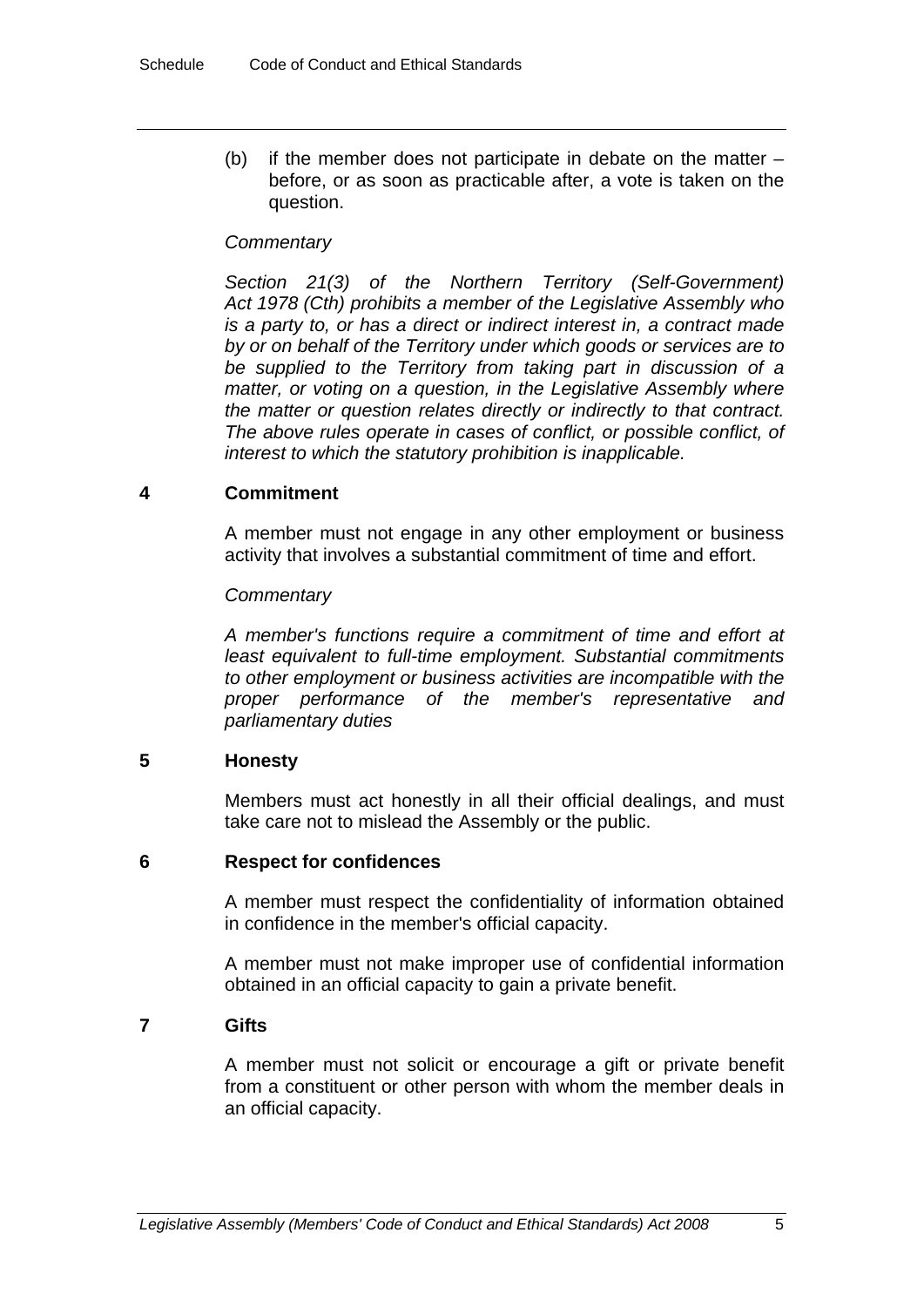(b) if the member does not participate in debate on the matter – before, or as soon as practicable after, a vote is taken on the question.

*Commentary*

*Section 21(3) of the Northern Territory (Self-Government) Act 1978 (Cth) prohibits a member of the Legislative Assembly who is a party to, or has a direct or indirect interest in, a contract made by or on behalf of the Territory under which goods or services are to be supplied to the Territory from taking part in discussion of a matter, or voting on a question, in the Legislative Assembly where the matter or question relates directly or indirectly to that contract. The above rules operate in cases of conflict, or possible conflict, of interest to which the statutory prohibition is inapplicable.*

## 4 Commitment

A member must not engage in any other employment or business activity that involves a substantial commitment of time and effort.

*Commentary*

*A member's functions require a commitment of time and effort at least equivalent to full-time employment. Substantial commitments to other employment or business activities are incompatible with the proper performance of the member's representative and parliamentary duties*

## 5 Honesty

Members must act honestly in all their official dealings, and must take care not to mislead the Assembly or the public.

## 6 Respect for confidences

A member must respect the confidentiality of information obtained in confidence in the member's official capacity.

A member must not make improper use of confidential information obtained in an official capacity to gain a private benefit.

## 7 Gifts

A member must not solicit or encourage a gift or private benefit from a constituent or other person with whom the member deals in an official capacity.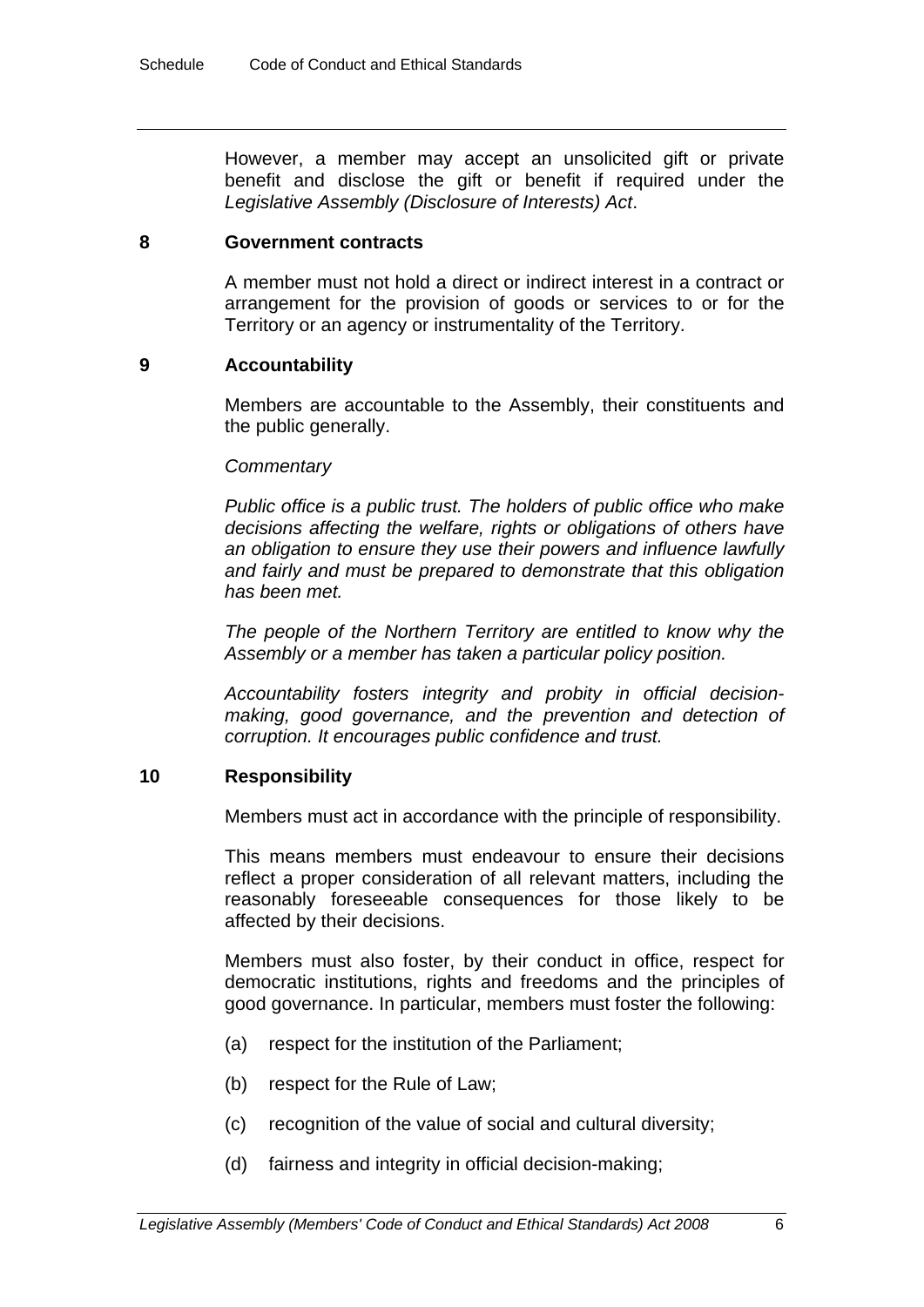However, a member may accept an unsolicited gift or private benefit and disclose the gift or benefit if required under the *Legislative Assembly (Disclosure of Interests) Act*.

## 8 Government contracts

A member must not hold a direct or indirect interest in a contract or arrangement for the provision of goods or services to or for the Territory or an agency or instrumentality of the Territory.

## 9 Accountability

Members are accountable to the Assembly, their constituents and the public generally.

*Commentary*

*Public office is a public trust. The holders of public office who make decisions affecting the welfare, rights or obligations of others have an obligation to ensure they use their powers and influence lawfully and fairly and must be prepared to demonstrate that this obligation has been met.*

*The people of the Northern Territory are entitled to know why the Assembly or a member has taken a particular policy position.*

*Accountability fosters integrity and probity in official decision-making, good governance, and the prevention and detection of corruption. It encourages public confidence and trust.*

## 10 Responsibility

Members must act in accordance with the principle of responsibility.

This means members must endeavour to ensure their decisions reflect a proper consideration of all relevant matters, including the reasonably foreseeable consequences for those likely to be affected by their decisions.

Members must also foster, by their conduct in office, respect for democratic institutions, rights and freedoms and the principles of good governance. In particular, members must foster the following:

(a) respect for the institution of the Parliament;

(b) respect for the Rule of Law;

(c) recognition of the value of social and cultural diversity;

(d) fairness and integrity in official decision-making;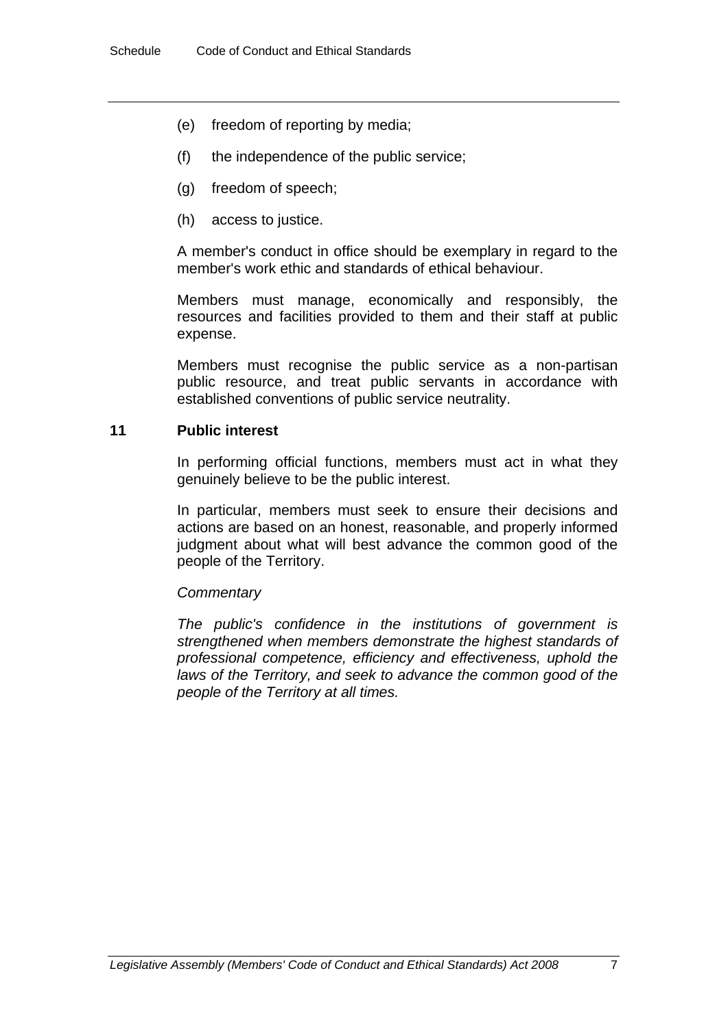(e) freedom of reporting by media;

(f) the independence of the public service;

(g) freedom of speech;

(h) access to justice.

A member's conduct in office should be exemplary in regard to the member's work ethic and standards of ethical behaviour.

Members must manage, economically and responsibly, the resources and facilities provided to them and their staff at public expense.

Members must recognise the public service as a non-partisan public resource, and treat public servants in accordance with established conventions of public service neutrality.

### 11 Public interest

In performing official functions, members must act in what they genuinely believe to be the public interest.

In particular, members must seek to ensure their decisions and actions are based on an honest, reasonable, and properly informed judgment about what will best advance the common good of the people of the Territory.

*Commentary*

*The public's confidence in the institutions of government is strengthened when members demonstrate the highest standards of professional competence, efficiency and effectiveness, uphold the laws of the Territory, and seek to advance the common good of the people of the Territory at all times.*